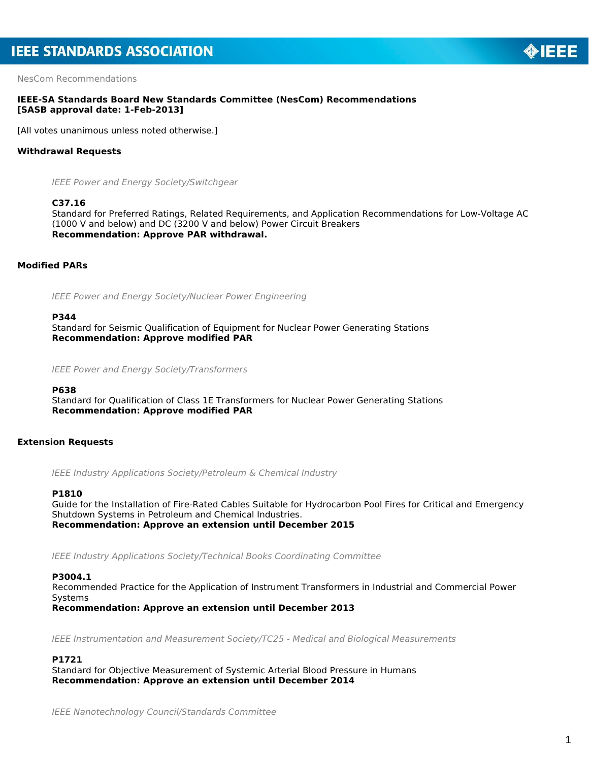NesCom Recommendations

**IEEE-SA Standards Board New Standards Committee (NesCom) Recommendations [SASB approval date: 1-Feb-2013]**

[All votes unanimous unless noted otherwise.]

## Withdrawal Requests

*IEEE Power and Energy Society/Switchgear*

**C37.16**
Standard for Preferred Ratings, Related Requirements, and Application Recommendations for Low-Voltage AC (1000 V and below) and DC (3200 V and below) Power Circuit Breakers
**Recommendation: Approve PAR withdrawal.**

## Modified PARs

*IEEE Power and Energy Society/Nuclear Power Engineering*

**P344**
Standard for Seismic Qualification of Equipment for Nuclear Power Generating Stations
**Recommendation: Approve modified PAR**

*IEEE Power and Energy Society/Transformers*

**P638**
Standard for Qualification of Class 1E Transformers for Nuclear Power Generating Stations
**Recommendation: Approve modified PAR**

## Extension Requests

*IEEE Industry Applications Society/Petroleum & Chemical Industry*

**P1810**
Guide for the Installation of Fire-Rated Cables Suitable for Hydrocarbon Pool Fires for Critical and Emergency Shutdown Systems in Petroleum and Chemical Industries.
**Recommendation: Approve an extension until December 2015**

*IEEE Industry Applications Society/Technical Books Coordinating Committee*

**P3004.1**
Recommended Practice for the Application of Instrument Transformers in Industrial and Commercial Power Systems
**Recommendation: Approve an extension until December 2013**

*IEEE Instrumentation and Measurement Society/TC25 - Medical and Biological Measurements*

**P1721**
Standard for Objective Measurement of Systemic Arterial Blood Pressure in Humans
**Recommendation: Approve an extension until December 2014**

*IEEE Nanotechnology Council/Standards Committee*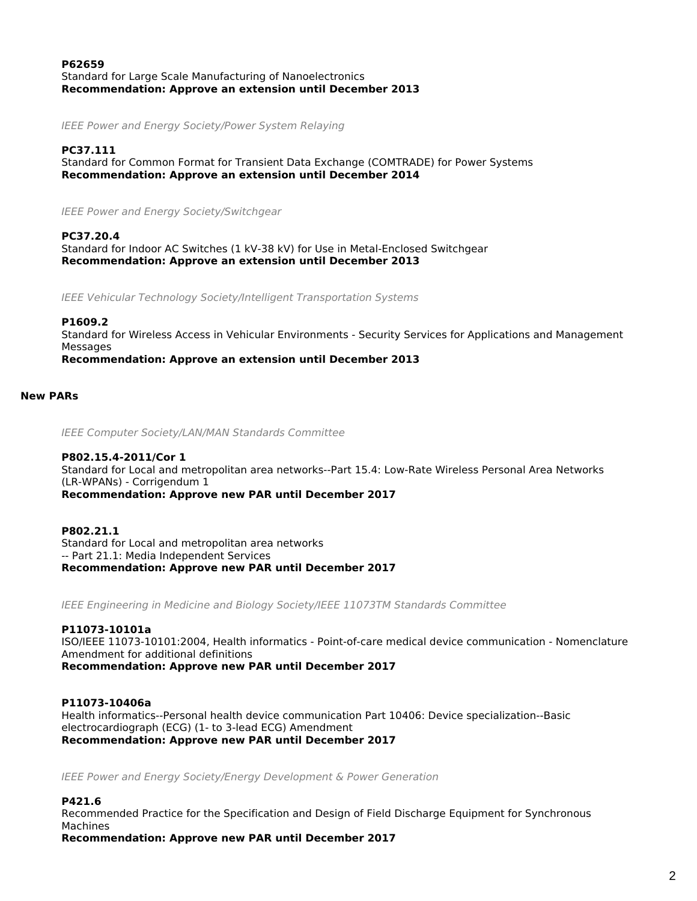**P62659**
Standard for Large Scale Manufacturing of Nanoelectronics
**Recommendation: Approve an extension until December 2013**

*IEEE Power and Energy Society/Power System Relaying*

**PC37.111**
Standard for Common Format for Transient Data Exchange (COMTRADE) for Power Systems
**Recommendation: Approve an extension until December 2014**

*IEEE Power and Energy Society/Switchgear*

**PC37.20.4**
Standard for Indoor AC Switches (1 kV-38 kV) for Use in Metal-Enclosed Switchgear
**Recommendation: Approve an extension until December 2013**

*IEEE Vehicular Technology Society/Intelligent Transportation Systems*

**P1609.2**
Standard for Wireless Access in Vehicular Environments - Security Services for Applications and Management Messages
**Recommendation: Approve an extension until December 2013**

## New PARs

*IEEE Computer Society/LAN/MAN Standards Committee*

**P802.15.4-2011/Cor 1**
Standard for Local and metropolitan area networks--Part 15.4: Low-Rate Wireless Personal Area Networks (LR-WPANs) - Corrigendum 1
**Recommendation: Approve new PAR until December 2017**

**P802.21.1**
Standard for Local and metropolitan area networks
-- Part 21.1: Media Independent Services
**Recommendation: Approve new PAR until December 2017**

*IEEE Engineering in Medicine and Biology Society/IEEE 11073TM Standards Committee*

**P11073-10101a**
ISO/IEEE 11073-10101:2004, Health informatics - Point-of-care medical device communication - Nomenclature Amendment for additional definitions
**Recommendation: Approve new PAR until December 2017**

**P11073-10406a**
Health informatics--Personal health device communication Part 10406: Device specialization--Basic electrocardiograph (ECG) (1- to 3-lead ECG) Amendment
**Recommendation: Approve new PAR until December 2017**

*IEEE Power and Energy Society/Energy Development & Power Generation*

**P421.6**
Recommended Practice for the Specification and Design of Field Discharge Equipment for Synchronous Machines
**Recommendation: Approve new PAR until December 2017**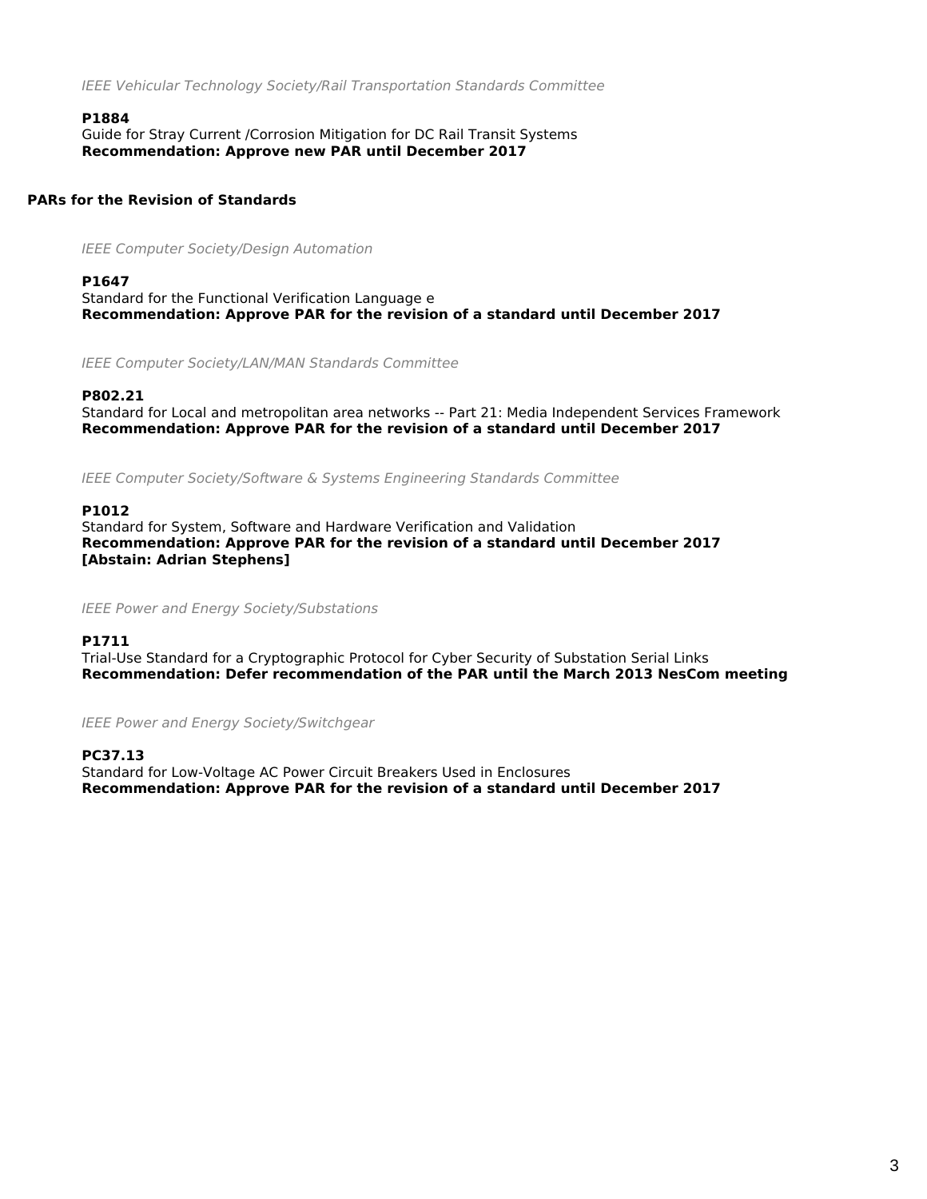*IEEE Vehicular Technology Society/Rail Transportation Standards Committee*

**P1884**
Guide for Stray Current /Corrosion Mitigation for DC Rail Transit Systems
**Recommendation: Approve new PAR until December 2017**

**PARs for the Revision of Standards**

*IEEE Computer Society/Design Automation*

**P1647**
Standard for the Functional Verification Language e
**Recommendation: Approve PAR for the revision of a standard until December 2017**

*IEEE Computer Society/LAN/MAN Standards Committee*

**P802.21**
Standard for Local and metropolitan area networks -- Part 21: Media Independent Services Framework
**Recommendation: Approve PAR for the revision of a standard until December 2017**

*IEEE Computer Society/Software & Systems Engineering Standards Committee*

**P1012**
Standard for System, Software and Hardware Verification and Validation
**Recommendation: Approve PAR for the revision of a standard until December 2017**
**[Abstain: Adrian Stephens]**

*IEEE Power and Energy Society/Substations*

**P1711**
Trial-Use Standard for a Cryptographic Protocol for Cyber Security of Substation Serial Links
**Recommendation: Defer recommendation of the PAR until the March 2013 NesCom meeting**

*IEEE Power and Energy Society/Switchgear*

**PC37.13**
Standard for Low-Voltage AC Power Circuit Breakers Used in Enclosures
**Recommendation: Approve PAR for the revision of a standard until December 2017**